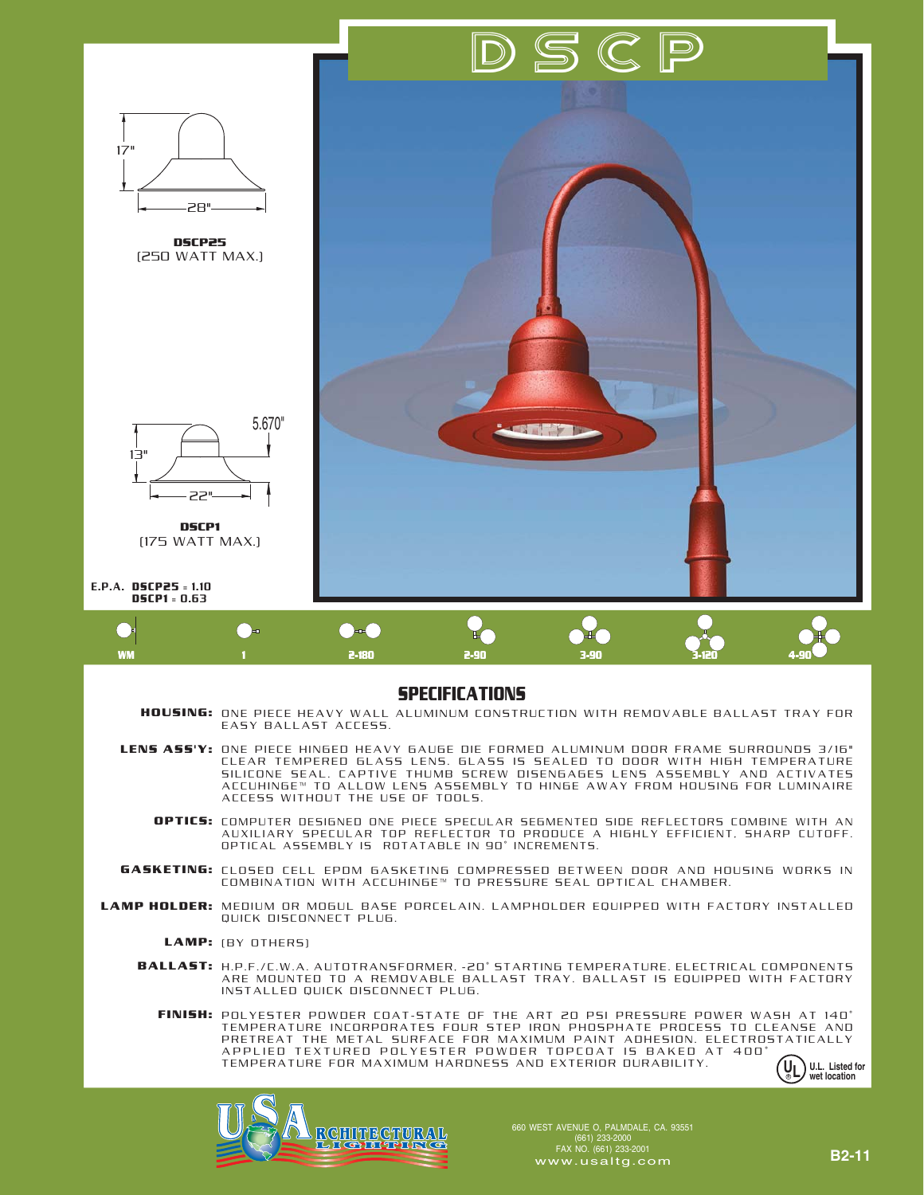# DSCP

17"

28"

**DSCP25**
(250 WATT MAX.)

5.670"

13"

22"

**DSCP1**
(175 WATT MAX.)

E.P.A. **DSCP25** = 1.10
**DSCP1** = 0.63

WM | 1 | 2-180 | 2-90 | 3-90 | 3-120 | 4-90

## SPECIFICATIONS

**HOUSING:** ONE PIECE HEAVY WALL ALUMINUM CONSTRUCTION WITH REMOVABLE BALLAST TRAY FOR EASY BALLAST ACCESS.

**LENS ASS'Y:** ONE PIECE HINGED HEAVY GAUGE DIE FORMED ALUMINUM DOOR FRAME SURROUNDS 3/16" CLEAR TEMPERED GLASS LENS. GLASS IS SEALED TO DOOR WITH HIGH TEMPERATURE SILICONE SEAL. CAPTIVE THUMB SCREW DISENGAGES LENS ASSEMBLY AND ACTIVATES ACCUHINGE™ TO ALLOW LENS ASSEMBLY TO HINGE AWAY FROM HOUSING FOR LUMINAIRE ACCESS WITHOUT THE USE OF TOOLS.

**OPTICS:** COMPUTER DESIGNED ONE PIECE SPECULAR SEGMENTED SIDE REFLECTORS COMBINE WITH AN AUXILIARY SPECULAR TOP REFLECTOR TO PRODUCE A HIGHLY EFFICIENT, SHARP CUTOFF. OPTICAL ASSEMBLY IS ROTATABLE IN 90° INCREMENTS.

**GASKETING:** CLOSED CELL EPDM GASKETING COMPRESSED BETWEEN DOOR AND HOUSING WORKS IN COMBINATION WITH ACCUHINGE™ TO PRESSURE SEAL OPTICAL CHAMBER.

**LAMP HOLDER:** MEDIUM OR MOGUL BASE PORCELAIN. LAMPHOLDER EQUIPPED WITH FACTORY INSTALLED QUICK DISCONNECT PLUG.

**LAMP:** (BY OTHERS)

**BALLAST:** H.P.F./C.W.A. AUTOTRANSFORMER. -20° STARTING TEMPERATURE. ELECTRICAL COMPONENTS ARE MOUNTED TO A REMOVABLE BALLAST TRAY. BALLAST IS EQUIPPED WITH FACTORY INSTALLED QUICK DISCONNECT PLUG.

**FINISH:** POLYESTER POWDER COAT-STATE OF THE ART 20 PSI PRESSURE POWER WASH AT 140° TEMPERATURE INCORPORATES FOUR STEP IRON PHOSPHATE PROCESS TO CLEANSE AND PRETREAT THE METAL SURFACE FOR MAXIMUM PAINT ADHESION. ELECTROSTATICALLY APPLIED TEXTURED POLYESTER POWDER TOPCOAT IS BAKED AT 400° TEMPERATURE FOR MAXIMUM HARDNESS AND EXTERIOR DURABILITY.

U.L. Listed for wet location

USA ARCHITECTURAL LIGHTING

660 WEST AVENUE O, PALMDALE, CA. 93551
(661) 233-2000
FAX NO. (661) 233-2001
www.usaltg.com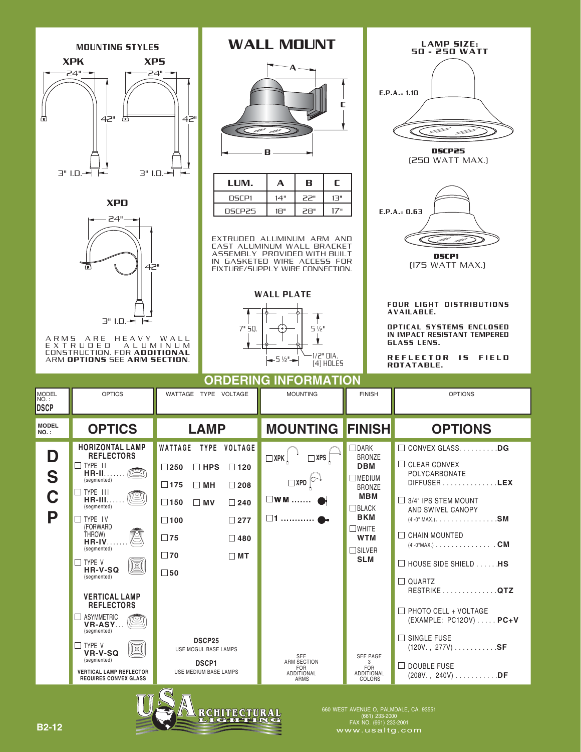## MOUNTING STYLES

**XPK** 24" 42" 3" I.D.

**XPS** 24" 42" 3" I.D.

**XPD** 24" 42" 3" I.D.

ARMS ARE HEAVY WALL EXTRUDED ALUMINUM CONSTRUCTION. FOR **ADDITIONAL** ARM **OPTIONS** SEE **ARM SECTION**.

## WALL MOUNT

A

B

C

| LUM. | A | B | C |
|---|---|---|---|
| DSCP1 | 14" | 22" | 13" |
| DSCP25 | 18" | 28" | 17" |

EXTRUDED ALUMINUM ARM AND CAST ALUMINUM WALL BRACKET ASSEMBLY PROVIDED WITH BUILT IN GASKETED WIRE ACCESS FOR FIXTURE/SUPPLY WIRE CONNECTION.

### WALL PLATE

7" SQ. 5 ½" 5 ½" 1/2" DIA. (4) HOLES

## LAMP SIZE: 50 - 250 WATT

E.P.A.= 1.10

**DSCP25**
(250 WATT MAX.)

E.P.A.= 0.63

**DSCP1**
(175 WATT MAX.)

**FOUR LIGHT DISTRIBUTIONS AVAILABLE.**

**OPTICAL SYSTEMS ENCLOSED IN IMPACT RESISTANT TEMPERED GLASS LENS.**

**REFLECTOR IS FIELD ROTATABLE.**

## ORDERING INFORMATION

| MODEL NO.: | OPTICS | WATTAGE TYPE VOLTAGE | MOUNTING | FINISH | OPTIONS |
|---|---|---|---|---|---|
| DSCP | | | | | |

| MODEL NO.: | OPTICS | LAMP | MOUNTING | FINISH | OPTIONS |
|---|---|---|---|---|---|
| **D S C P** | **HORIZONTAL LAMP REFLECTORS**<br>☐ TYPE II **HR-II**...... (segmented)<br>☐ TYPE III **HR-III**...... (segmented)<br>☐ TYPE IV (FORWARD THROW) **HR-IV**...... (segmented)<br>☐ TYPE V **HR-V-SQ** (segmented)<br><br>**VERTICAL LAMP REFLECTORS**<br>☐ ASYMMETRIC **VR-ASY**... (segmented)<br>☐ TYPE V **VR-V-SQ** (segmented)<br><br>**VERTICAL LAMP REFLECTOR REQUIRES CONVEX GLASS** | **WATTAGE TYPE VOLTAGE**<br>☐250 ☐HPS ☐120<br>☐175 ☐MH ☐208<br>☐150 ☐MV ☐240<br>☐100 ☐277<br>☐75 ☐480<br>☐70 ☐MT<br>☐50<br><br>**DSCP25** USE MOGUL BASE LAMPS<br>**DSCP1** USE MEDIUM BASE LAMPS | ☐XPK ☐XPS<br>☐XPD<br>☐**WM** .......<br>☐**1** ............<br><br>SEE ARM SECTION FOR ADDITIONAL ARMS | ☐DARK BRONZE **DBM**<br>☐MEDIUM BRONZE **MBM**<br>☐BLACK **BKM**<br>☐WHITE **WTM**<br>☐SILVER **SLM**<br><br>SEE PAGE 3 FOR ADDITIONAL COLORS | ☐ CONVEX GLASS..........**DG**<br>☐ CLEAR CONVEX POLYCARBONATE DIFFUSER..............**LEX**<br>☐ 3/4" IPS STEM MOUNT AND SWIVEL CANOPY (4'-0" MAX.)................**SM**<br>☐ CHAIN MOUNTED (4'-0"MAX.)...............**CM**<br>☐ HOUSE SIDE SHIELD......**HS**<br>☐ QUARTZ RESTRIKE..............**QTZ**<br>☐ PHOTO CELL + VOLTAGE (EXAMPLE: PC120V).....**PC+V**<br>☐ SINGLE FUSE (120V., 277V)...........**SF**<br>☐ DOUBLE FUSE (208V., 240V)...........**DF** |

USA ARCHITECTURAL LIGHTING

660 WEST AVENUE O, PALMDALE, CA. 93551
(661) 233-2000
FAX NO. (661) 233-2001
www.usaltg.com